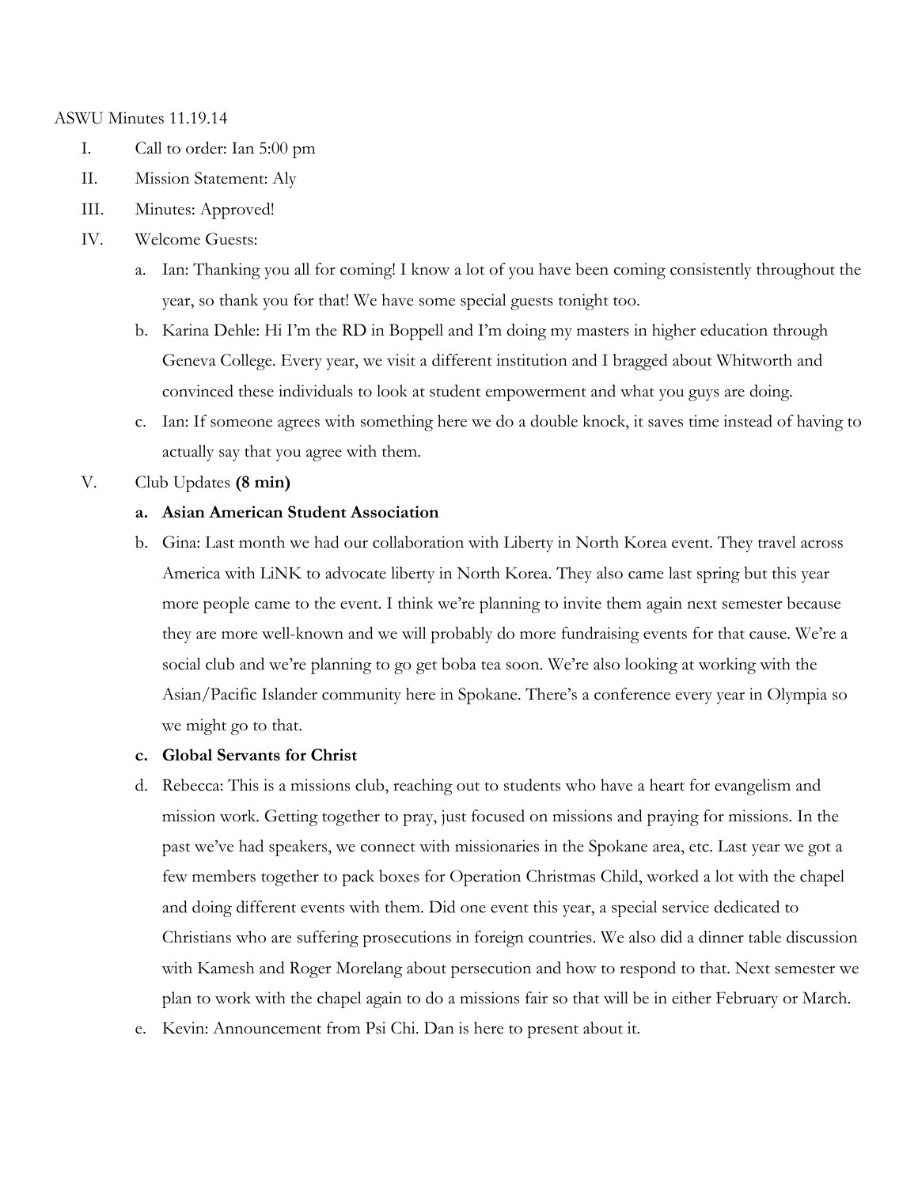ASWU Minutes 11.19.14

I. Call to order: Ian 5:00 pm

II. Mission Statement: Aly

III. Minutes: Approved!

IV. Welcome Guests:

   a. Ian: Thanking you all for coming! I know a lot of you have been coming consistently throughout the year, so thank you for that! We have some special guests tonight too.

   b. Karina Dehle: Hi I'm the RD in Boppell and I'm doing my masters in higher education through Geneva College. Every year, we visit a different institution and I bragged about Whitworth and convinced these individuals to look at student empowerment and what you guys are doing.

   c. Ian: If someone agrees with something here we do a double knock, it saves time instead of having to actually say that you agree with them.

V. Club Updates **(8 min)**

   a. **Asian American Student Association**

   b. Gina: Last month we had our collaboration with Liberty in North Korea event. They travel across America with LiNK to advocate liberty in North Korea. They also came last spring but this year more people came to the event. I think we're planning to invite them again next semester because they are more well-known and we will probably do more fundraising events for that cause. We're a social club and we're planning to go get boba tea soon. We're also looking at working with the Asian/Pacific Islander community here in Spokane. There's a conference every year in Olympia so we might go to that.

   c. **Global Servants for Christ**

   d. Rebecca: This is a missions club, reaching out to students who have a heart for evangelism and mission work. Getting together to pray, just focused on missions and praying for missions. In the past we've had speakers, we connect with missionaries in the Spokane area, etc. Last year we got a few members together to pack boxes for Operation Christmas Child, worked a lot with the chapel and doing different events with them. Did one event this year, a special service dedicated to Christians who are suffering prosecutions in foreign countries. We also did a dinner table discussion with Kamesh and Roger Morelang about persecution and how to respond to that. Next semester we plan to work with the chapel again to do a missions fair so that will be in either February or March.

   e. Kevin: Announcement from Psi Chi. Dan is here to present about it.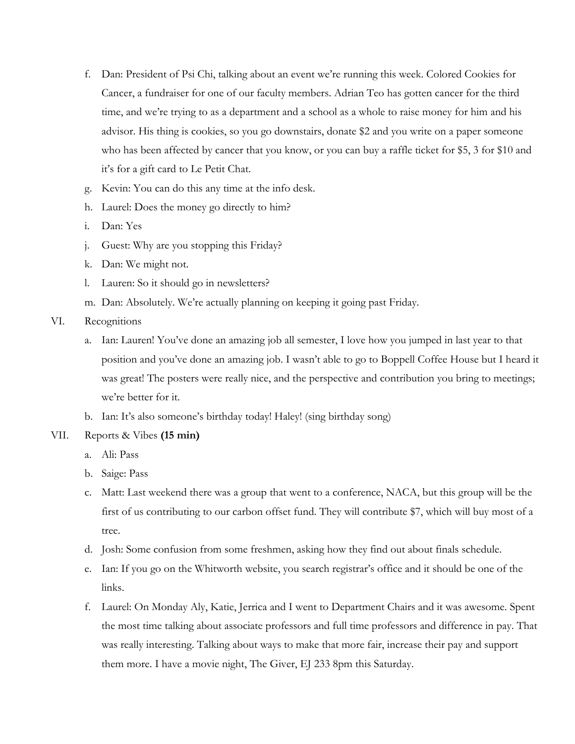f. Dan: President of Psi Chi, talking about an event we're running this week. Colored Cookies for Cancer, a fundraiser for one of our faculty members. Adrian Teo has gotten cancer for the third time, and we're trying to as a department and a school as a whole to raise money for him and his advisor. His thing is cookies, so you go downstairs, donate $2 and you write on a paper someone who has been affected by cancer that you know, or you can buy a raffle ticket for $5, 3 for $10 and it's for a gift card to Le Petit Chat.

g. Kevin: You can do this any time at the info desk.

h. Laurel: Does the money go directly to him?

i. Dan: Yes

j. Guest: Why are you stopping this Friday?

k. Dan: We might not.

l. Lauren: So it should go in newsletters?

m. Dan: Absolutely. We're actually planning on keeping it going past Friday.

VI. Recognitions

a. Ian: Lauren! You've done an amazing job all semester, I love how you jumped in last year to that position and you've done an amazing job. I wasn't able to go to Boppell Coffee House but I heard it was great! The posters were really nice, and the perspective and contribution you bring to meetings; we're better for it.

b. Ian: It's also someone's birthday today! Haley! (sing birthday song)

VII. Reports & Vibes **(15 min)**

a. Ali: Pass

b. Saige: Pass

c. Matt: Last weekend there was a group that went to a conference, NACA, but this group will be the first of us contributing to our carbon offset fund. They will contribute $7, which will buy most of a tree.

d. Josh: Some confusion from some freshmen, asking how they find out about finals schedule.

e. Ian: If you go on the Whitworth website, you search registrar's office and it should be one of the links.

f. Laurel: On Monday Aly, Katie, Jerrica and I went to Department Chairs and it was awesome. Spent the most time talking about associate professors and full time professors and difference in pay. That was really interesting. Talking about ways to make that more fair, increase their pay and support them more. I have a movie night, The Giver, EJ 233 8pm this Saturday.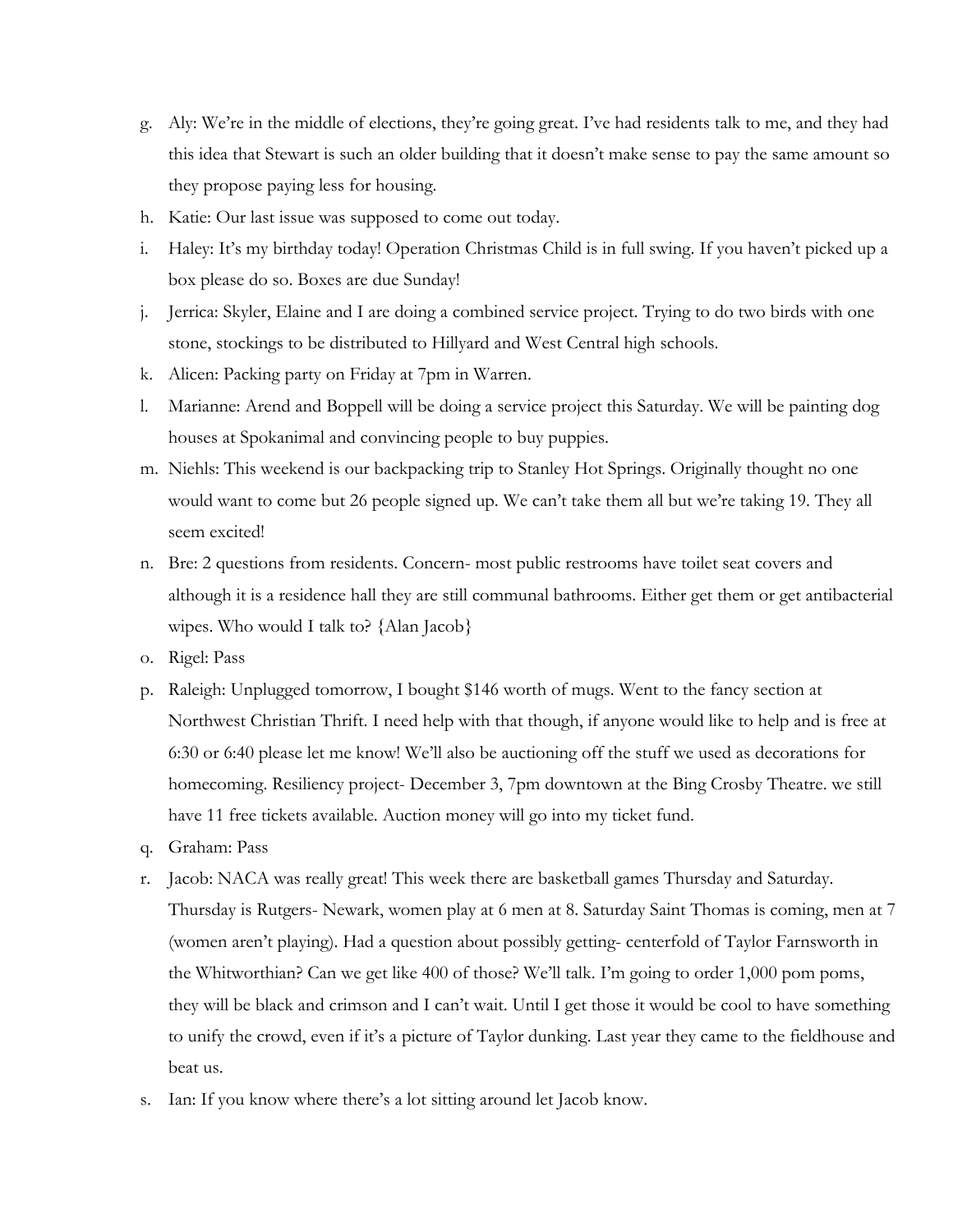g. Aly: We're in the middle of elections, they're going great. I've had residents talk to me, and they had this idea that Stewart is such an older building that it doesn't make sense to pay the same amount so they propose paying less for housing.
h. Katie: Our last issue was supposed to come out today.
i. Haley: It's my birthday today! Operation Christmas Child is in full swing. If you haven't picked up a box please do so. Boxes are due Sunday!
j. Jerrica: Skyler, Elaine and I are doing a combined service project. Trying to do two birds with one stone, stockings to be distributed to Hillyard and West Central high schools.
k. Alicen: Packing party on Friday at 7pm in Warren.
l. Marianne: Arend and Boppell will be doing a service project this Saturday. We will be painting dog houses at Spokanimal and convincing people to buy puppies.
m. Niehls: This weekend is our backpacking trip to Stanley Hot Springs. Originally thought no one would want to come but 26 people signed up. We can't take them all but we're taking 19. They all seem excited!
n. Bre: 2 questions from residents. Concern- most public restrooms have toilet seat covers and although it is a residence hall they are still communal bathrooms. Either get them or get antibacterial wipes. Who would I talk to? {Alan Jacob}
o. Rigel: Pass
p. Raleigh: Unplugged tomorrow, I bought $146 worth of mugs. Went to the fancy section at Northwest Christian Thrift. I need help with that though, if anyone would like to help and is free at 6:30 or 6:40 please let me know! We'll also be auctioning off the stuff we used as decorations for homecoming. Resiliency project- December 3, 7pm downtown at the Bing Crosby Theatre. we still have 11 free tickets available. Auction money will go into my ticket fund.
q. Graham: Pass
r. Jacob: NACA was really great! This week there are basketball games Thursday and Saturday. Thursday is Rutgers- Newark, women play at 6 men at 8. Saturday Saint Thomas is coming, men at 7 (women aren't playing). Had a question about possibly getting- centerfold of Taylor Farnsworth in the Whitworthian? Can we get like 400 of those? We'll talk. I'm going to order 1,000 pom poms, they will be black and crimson and I can't wait. Until I get those it would be cool to have something to unify the crowd, even if it's a picture of Taylor dunking. Last year they came to the fieldhouse and beat us.
s. Ian: If you know where there's a lot sitting around let Jacob know.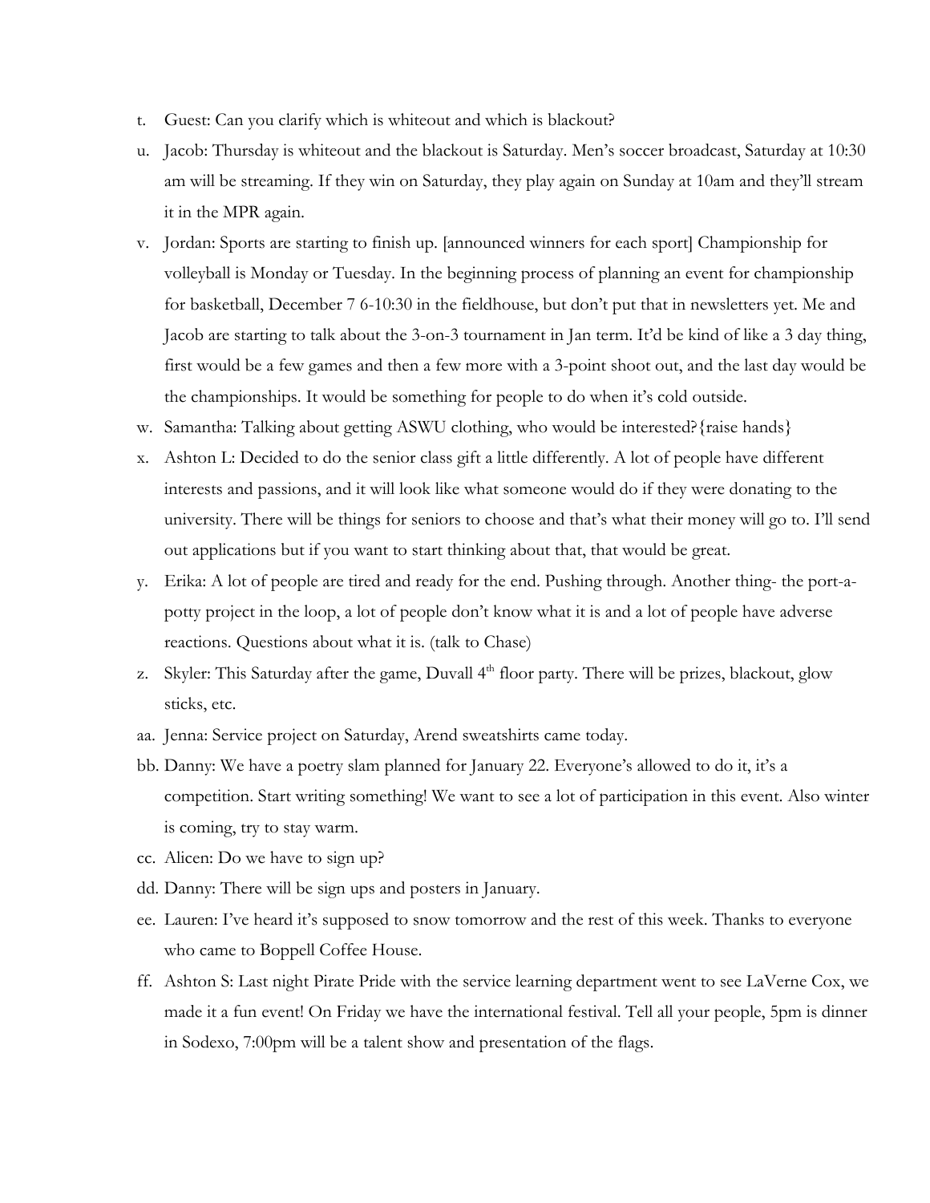t. Guest: Can you clarify which is whiteout and which is blackout?

u. Jacob: Thursday is whiteout and the blackout is Saturday. Men's soccer broadcast, Saturday at 10:30 am will be streaming. If they win on Saturday, they play again on Sunday at 10am and they'll stream it in the MPR again.

v. Jordan: Sports are starting to finish up. [announced winners for each sport] Championship for volleyball is Monday or Tuesday. In the beginning process of planning an event for championship for basketball, December 7 6-10:30 in the fieldhouse, but don't put that in newsletters yet. Me and Jacob are starting to talk about the 3-on-3 tournament in Jan term. It'd be kind of like a 3 day thing, first would be a few games and then a few more with a 3-point shoot out, and the last day would be the championships. It would be something for people to do when it's cold outside.

w. Samantha: Talking about getting ASWU clothing, who would be interested?{raise hands}

x. Ashton L: Decided to do the senior class gift a little differently. A lot of people have different interests and passions, and it will look like what someone would do if they were donating to the university. There will be things for seniors to choose and that's what their money will go to. I'll send out applications but if you want to start thinking about that, that would be great.

y. Erika: A lot of people are tired and ready for the end. Pushing through. Another thing- the port-a-potty project in the loop, a lot of people don't know what it is and a lot of people have adverse reactions. Questions about what it is. (talk to Chase)

z. Skyler: This Saturday after the game, Duvall 4th floor party. There will be prizes, blackout, glow sticks, etc.

aa. Jenna: Service project on Saturday, Arend sweatshirts came today.

bb. Danny: We have a poetry slam planned for January 22. Everyone's allowed to do it, it's a competition. Start writing something! We want to see a lot of participation in this event. Also winter is coming, try to stay warm.

cc. Alicen: Do we have to sign up?

dd. Danny: There will be sign ups and posters in January.

ee. Lauren: I've heard it's supposed to snow tomorrow and the rest of this week. Thanks to everyone who came to Boppell Coffee House.

ff. Ashton S: Last night Pirate Pride with the service learning department went to see LaVerne Cox, we made it a fun event! On Friday we have the international festival. Tell all your people, 5pm is dinner in Sodexo, 7:00pm will be a talent show and presentation of the flags.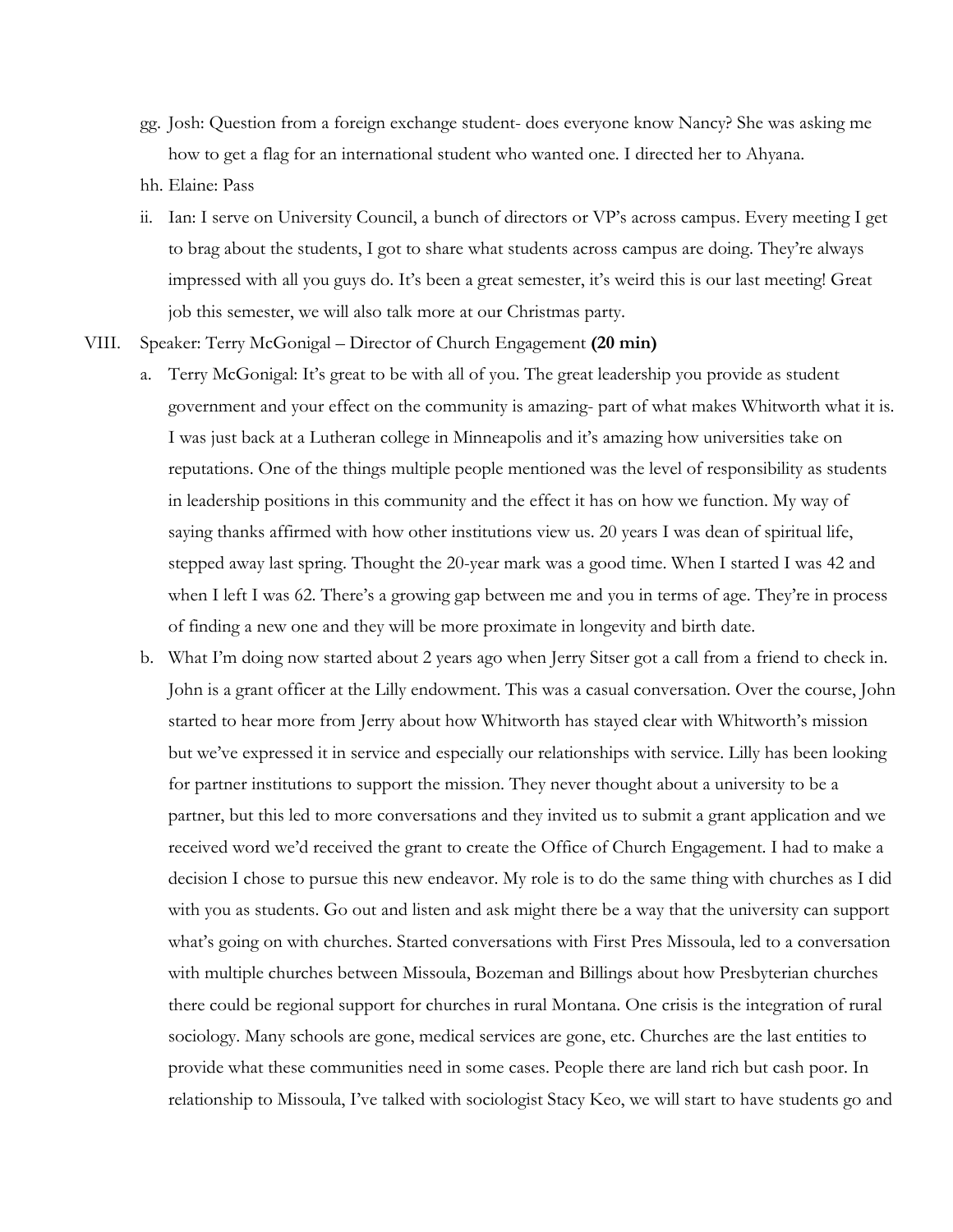gg. Josh: Question from a foreign exchange student- does everyone know Nancy? She was asking me how to get a flag for an international student who wanted one. I directed her to Ahyana.

hh. Elaine: Pass

ii. Ian: I serve on University Council, a bunch of directors or VP's across campus. Every meeting I get to brag about the students, I got to share what students across campus are doing. They're always impressed with all you guys do. It's been a great semester, it's weird this is our last meeting! Great job this semester, we will also talk more at our Christmas party.

VIII. Speaker: Terry McGonigal – Director of Church Engagement **(20 min)**

a. Terry McGonigal: It's great to be with all of you. The great leadership you provide as student government and your effect on the community is amazing- part of what makes Whitworth what it is. I was just back at a Lutheran college in Minneapolis and it's amazing how universities take on reputations. One of the things multiple people mentioned was the level of responsibility as students in leadership positions in this community and the effect it has on how we function. My way of saying thanks affirmed with how other institutions view us. 20 years I was dean of spiritual life, stepped away last spring. Thought the 20-year mark was a good time. When I started I was 42 and when I left I was 62. There's a growing gap between me and you in terms of age. They're in process of finding a new one and they will be more proximate in longevity and birth date.

b. What I'm doing now started about 2 years ago when Jerry Sitser got a call from a friend to check in. John is a grant officer at the Lilly endowment. This was a casual conversation. Over the course, John started to hear more from Jerry about how Whitworth has stayed clear with Whitworth's mission but we've expressed it in service and especially our relationships with service. Lilly has been looking for partner institutions to support the mission. They never thought about a university to be a partner, but this led to more conversations and they invited us to submit a grant application and we received word we'd received the grant to create the Office of Church Engagement. I had to make a decision I chose to pursue this new endeavor. My role is to do the same thing with churches as I did with you as students. Go out and listen and ask might there be a way that the university can support what's going on with churches. Started conversations with First Pres Missoula, led to a conversation with multiple churches between Missoula, Bozeman and Billings about how Presbyterian churches there could be regional support for churches in rural Montana. One crisis is the integration of rural sociology. Many schools are gone, medical services are gone, etc. Churches are the last entities to provide what these communities need in some cases. People there are land rich but cash poor. In relationship to Missoula, I've talked with sociologist Stacy Keo, we will start to have students go and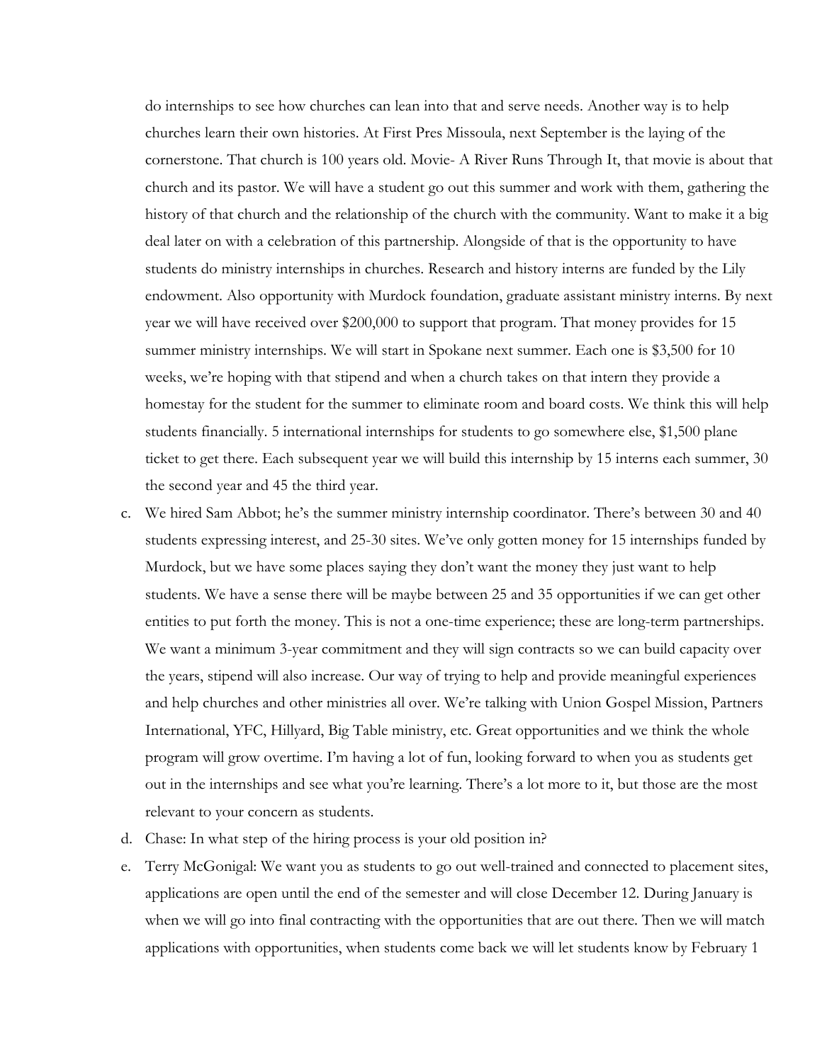do internships to see how churches can lean into that and serve needs. Another way is to help churches learn their own histories. At First Pres Missoula, next September is the laying of the cornerstone. That church is 100 years old. Movie- A River Runs Through It, that movie is about that church and its pastor. We will have a student go out this summer and work with them, gathering the history of that church and the relationship of the church with the community. Want to make it a big deal later on with a celebration of this partnership. Alongside of that is the opportunity to have students do ministry internships in churches. Research and history interns are funded by the Lily endowment. Also opportunity with Murdock foundation, graduate assistant ministry interns. By next year we will have received over $200,000 to support that program. That money provides for 15 summer ministry internships. We will start in Spokane next summer. Each one is $3,500 for 10 weeks, we're hoping with that stipend and when a church takes on that intern they provide a homestay for the student for the summer to eliminate room and board costs. We think this will help students financially. 5 international internships for students to go somewhere else, $1,500 plane ticket to get there. Each subsequent year we will build this internship by 15 interns each summer, 30 the second year and 45 the third year.

c. We hired Sam Abbot; he's the summer ministry internship coordinator. There's between 30 and 40 students expressing interest, and 25-30 sites. We've only gotten money for 15 internships funded by Murdock, but we have some places saying they don't want the money they just want to help students. We have a sense there will be maybe between 25 and 35 opportunities if we can get other entities to put forth the money. This is not a one-time experience; these are long-term partnerships. We want a minimum 3-year commitment and they will sign contracts so we can build capacity over the years, stipend will also increase. Our way of trying to help and provide meaningful experiences and help churches and other ministries all over. We're talking with Union Gospel Mission, Partners International, YFC, Hillyard, Big Table ministry, etc. Great opportunities and we think the whole program will grow overtime. I'm having a lot of fun, looking forward to when you as students get out in the internships and see what you're learning. There's a lot more to it, but those are the most relevant to your concern as students.

d. Chase: In what step of the hiring process is your old position in?

e. Terry McGonigal: We want you as students to go out well-trained and connected to placement sites, applications are open until the end of the semester and will close December 12. During January is when we will go into final contracting with the opportunities that are out there. Then we will match applications with opportunities, when students come back we will let students know by February 1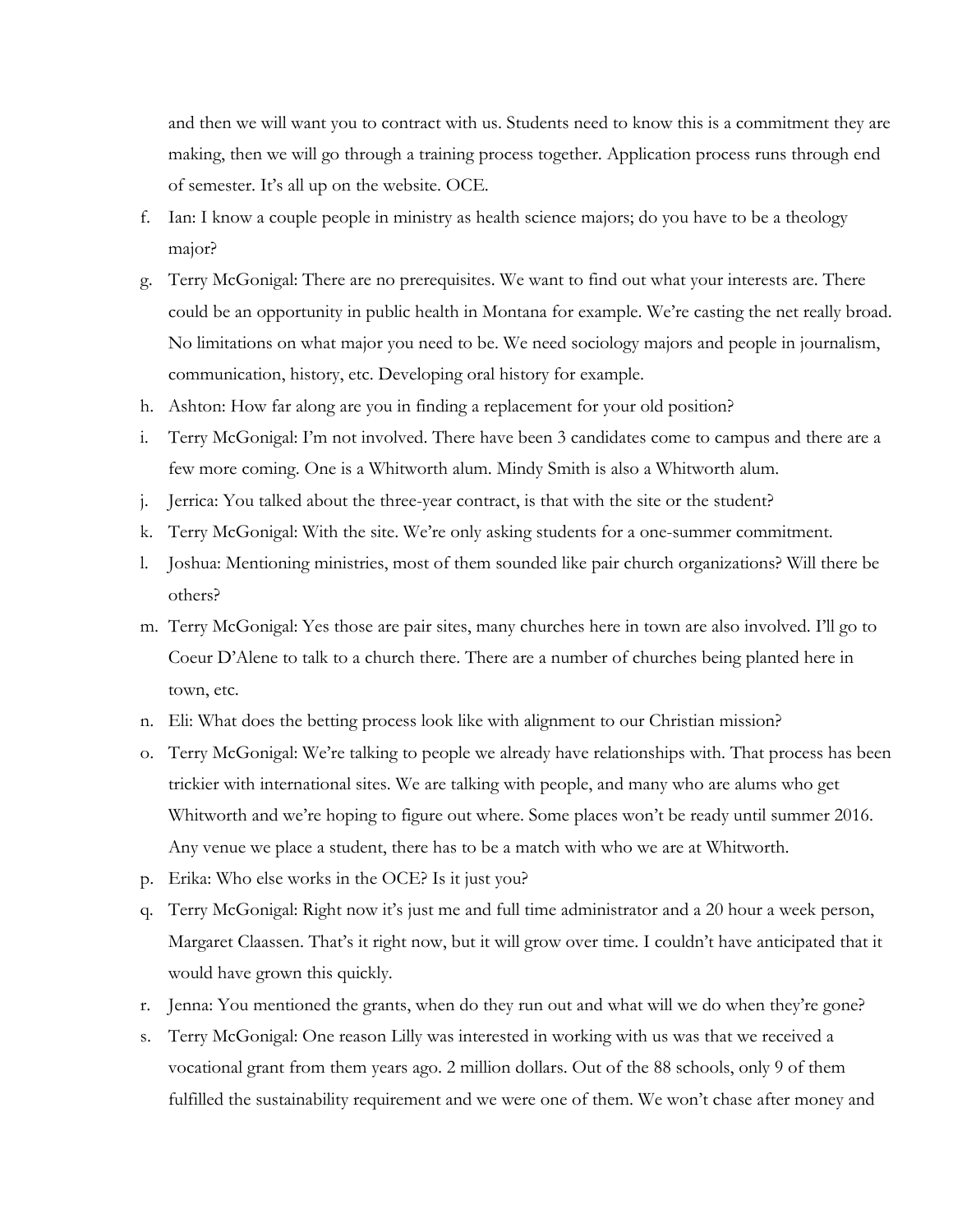and then we will want you to contract with us. Students need to know this is a commitment they are making, then we will go through a training process together. Application process runs through end of semester. It's all up on the website. OCE.

f. Ian: I know a couple people in ministry as health science majors; do you have to be a theology major?
g. Terry McGonigal: There are no prerequisites. We want to find out what your interests are. There could be an opportunity in public health in Montana for example. We're casting the net really broad. No limitations on what major you need to be. We need sociology majors and people in journalism, communication, history, etc. Developing oral history for example.
h. Ashton: How far along are you in finding a replacement for your old position?
i. Terry McGonigal: I'm not involved. There have been 3 candidates come to campus and there are a few more coming. One is a Whitworth alum. Mindy Smith is also a Whitworth alum.
j. Jerrica: You talked about the three-year contract, is that with the site or the student?
k. Terry McGonigal: With the site. We're only asking students for a one-summer commitment.
l. Joshua: Mentioning ministries, most of them sounded like pair church organizations? Will there be others?
m. Terry McGonigal: Yes those are pair sites, many churches here in town are also involved. I'll go to Coeur D'Alene to talk to a church there. There are a number of churches being planted here in town, etc.
n. Eli: What does the betting process look like with alignment to our Christian mission?
o. Terry McGonigal: We're talking to people we already have relationships with. That process has been trickier with international sites. We are talking with people, and many who are alums who get Whitworth and we're hoping to figure out where. Some places won't be ready until summer 2016. Any venue we place a student, there has to be a match with who we are at Whitworth.
p. Erika: Who else works in the OCE? Is it just you?
q. Terry McGonigal: Right now it's just me and full time administrator and a 20 hour a week person, Margaret Claassen. That's it right now, but it will grow over time. I couldn't have anticipated that it would have grown this quickly.
r. Jenna: You mentioned the grants, when do they run out and what will we do when they're gone?
s. Terry McGonigal: One reason Lilly was interested in working with us was that we received a vocational grant from them years ago. 2 million dollars. Out of the 88 schools, only 9 of them fulfilled the sustainability requirement and we were one of them. We won't chase after money and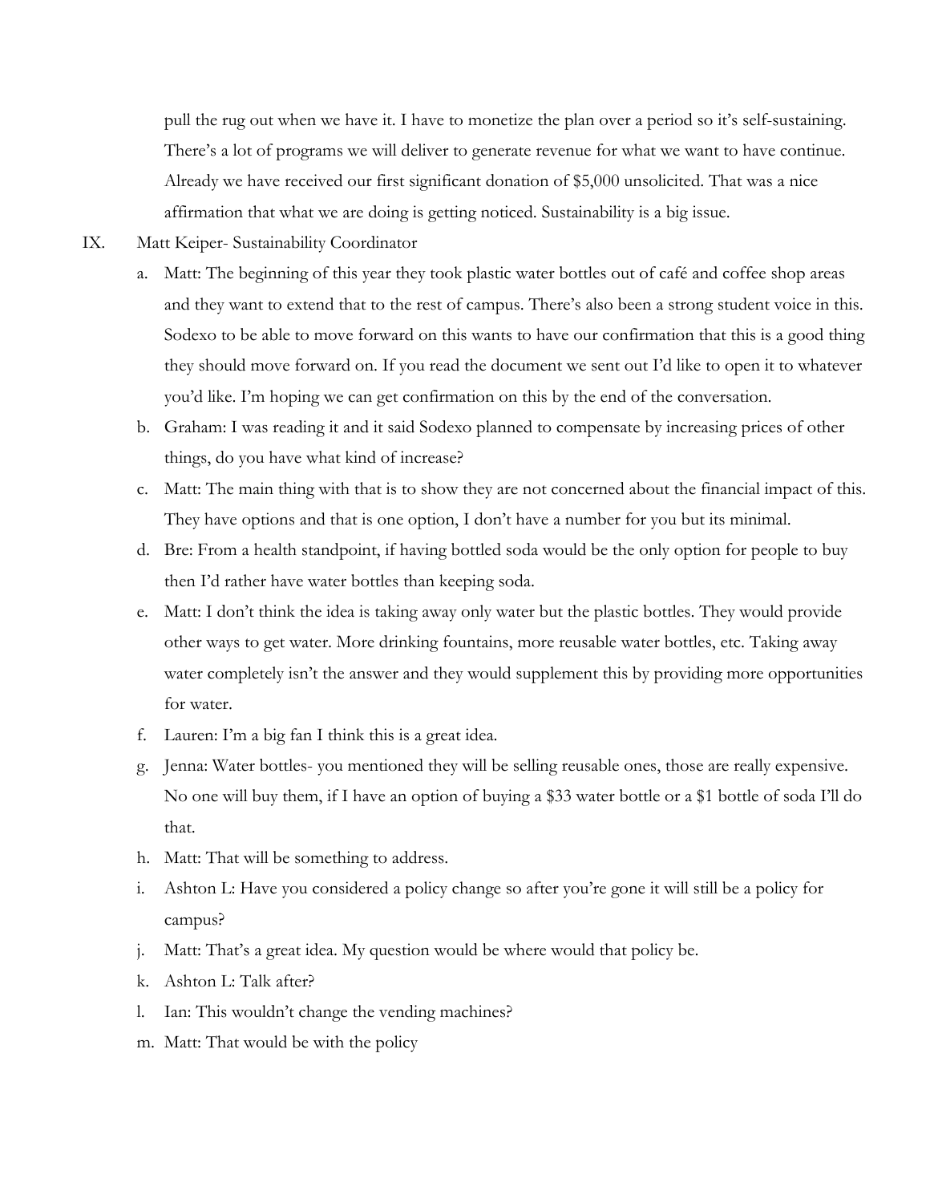pull the rug out when we have it. I have to monetize the plan over a period so it's self-sustaining. There's a lot of programs we will deliver to generate revenue for what we want to have continue. Already we have received our first significant donation of $5,000 unsolicited. That was a nice affirmation that what we are doing is getting noticed. Sustainability is a big issue.

IX. Matt Keiper- Sustainability Coordinator

a. Matt: The beginning of this year they took plastic water bottles out of café and coffee shop areas and they want to extend that to the rest of campus. There's also been a strong student voice in this. Sodexo to be able to move forward on this wants to have our confirmation that this is a good thing they should move forward on. If you read the document we sent out I'd like to open it to whatever you'd like. I'm hoping we can get confirmation on this by the end of the conversation.

b. Graham: I was reading it and it said Sodexo planned to compensate by increasing prices of other things, do you have what kind of increase?

c. Matt: The main thing with that is to show they are not concerned about the financial impact of this. They have options and that is one option, I don't have a number for you but its minimal.

d. Bre: From a health standpoint, if having bottled soda would be the only option for people to buy then I'd rather have water bottles than keeping soda.

e. Matt: I don't think the idea is taking away only water but the plastic bottles. They would provide other ways to get water. More drinking fountains, more reusable water bottles, etc. Taking away water completely isn't the answer and they would supplement this by providing more opportunities for water.

f. Lauren: I'm a big fan I think this is a great idea.

g. Jenna: Water bottles- you mentioned they will be selling reusable ones, those are really expensive. No one will buy them, if I have an option of buying a $33 water bottle or a $1 bottle of soda I'll do that.

h. Matt: That will be something to address.

i. Ashton L: Have you considered a policy change so after you're gone it will still be a policy for campus?

j. Matt: That's a great idea. My question would be where would that policy be.

k. Ashton L: Talk after?

l. Ian: This wouldn't change the vending machines?

m. Matt: That would be with the policy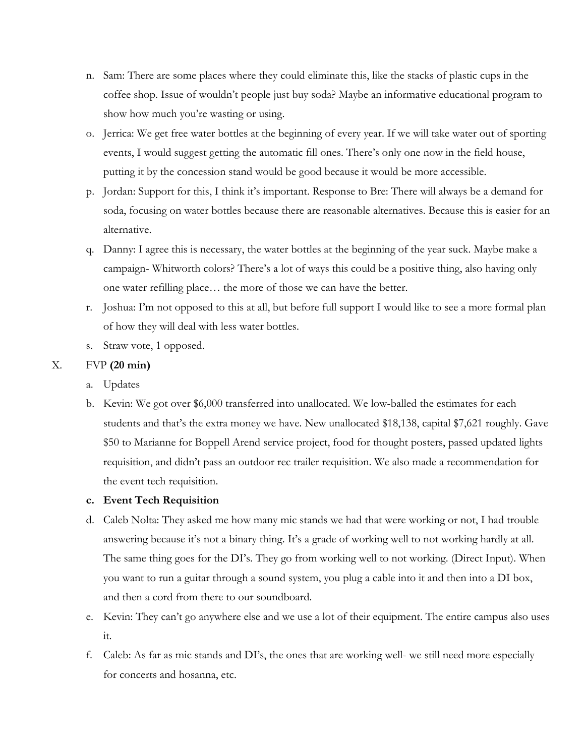n. Sam: There are some places where they could eliminate this, like the stacks of plastic cups in the coffee shop. Issue of wouldn't people just buy soda? Maybe an informative educational program to show how much you're wasting or using.

o. Jerrica: We get free water bottles at the beginning of every year. If we will take water out of sporting events, I would suggest getting the automatic fill ones. There's only one now in the field house, putting it by the concession stand would be good because it would be more accessible.

p. Jordan: Support for this, I think it's important. Response to Bre: There will always be a demand for soda, focusing on water bottles because there are reasonable alternatives. Because this is easier for an alternative.

q. Danny: I agree this is necessary, the water bottles at the beginning of the year suck. Maybe make a campaign- Whitworth colors? There's a lot of ways this could be a positive thing, also having only one water refilling place… the more of those we can have the better.

r. Joshua: I'm not opposed to this at all, but before full support I would like to see a more formal plan of how they will deal with less water bottles.

s. Straw vote, 1 opposed.

X. FVP **(20 min)**

a. Updates

b. Kevin: We got over $6,000 transferred into unallocated. We low-balled the estimates for each students and that's the extra money we have. New unallocated $18,138, capital $7,621 roughly. Gave $50 to Marianne for Boppell Arend service project, food for thought posters, passed updated lights requisition, and didn't pass an outdoor rec trailer requisition. We also made a recommendation for the event tech requisition.

c. **Event Tech Requisition**

d. Caleb Nolta: They asked me how many mic stands we had that were working or not, I had trouble answering because it's not a binary thing. It's a grade of working well to not working hardly at all. The same thing goes for the DI's. They go from working well to not working. (Direct Input). When you want to run a guitar through a sound system, you plug a cable into it and then into a DI box, and then a cord from there to our soundboard.

e. Kevin: They can't go anywhere else and we use a lot of their equipment. The entire campus also uses it.

f. Caleb: As far as mic stands and DI's, the ones that are working well- we still need more especially for concerts and hosanna, etc.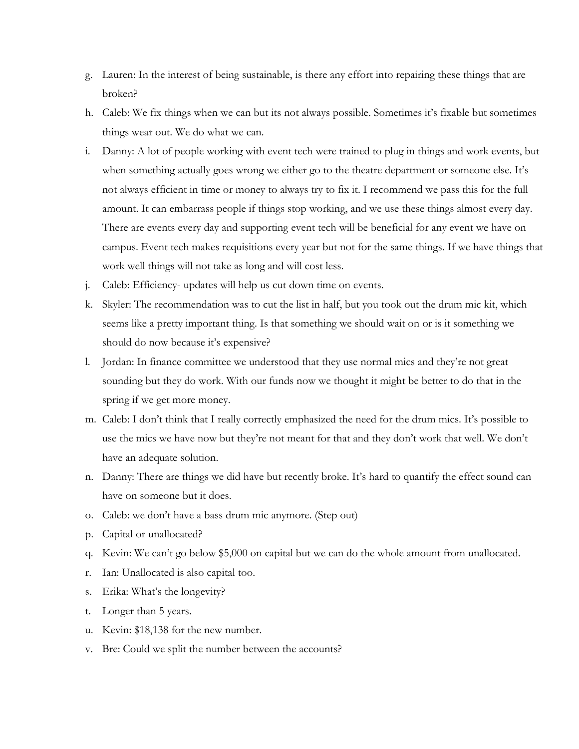g. Lauren: In the interest of being sustainable, is there any effort into repairing these things that are broken?
h. Caleb: We fix things when we can but its not always possible. Sometimes it's fixable but sometimes things wear out. We do what we can.
i. Danny: A lot of people working with event tech were trained to plug in things and work events, but when something actually goes wrong we either go to the theatre department or someone else. It's not always efficient in time or money to always try to fix it. I recommend we pass this for the full amount. It can embarrass people if things stop working, and we use these things almost every day. There are events every day and supporting event tech will be beneficial for any event we have on campus. Event tech makes requisitions every year but not for the same things. If we have things that work well things will not take as long and will cost less.
j. Caleb: Efficiency- updates will help us cut down time on events.
k. Skyler: The recommendation was to cut the list in half, but you took out the drum mic kit, which seems like a pretty important thing. Is that something we should wait on or is it something we should do now because it's expensive?
l. Jordan: In finance committee we understood that they use normal mics and they're not great sounding but they do work. With our funds now we thought it might be better to do that in the spring if we get more money.
m. Caleb: I don't think that I really correctly emphasized the need for the drum mics. It's possible to use the mics we have now but they're not meant for that and they don't work that well. We don't have an adequate solution.
n. Danny: There are things we did have but recently broke. It's hard to quantify the effect sound can have on someone but it does.
o. Caleb: we don't have a bass drum mic anymore. (Step out)
p. Capital or unallocated?
q. Kevin: We can't go below $5,000 on capital but we can do the whole amount from unallocated.
r. Ian: Unallocated is also capital too.
s. Erika: What's the longevity?
t. Longer than 5 years.
u. Kevin: $18,138 for the new number.
v. Bre: Could we split the number between the accounts?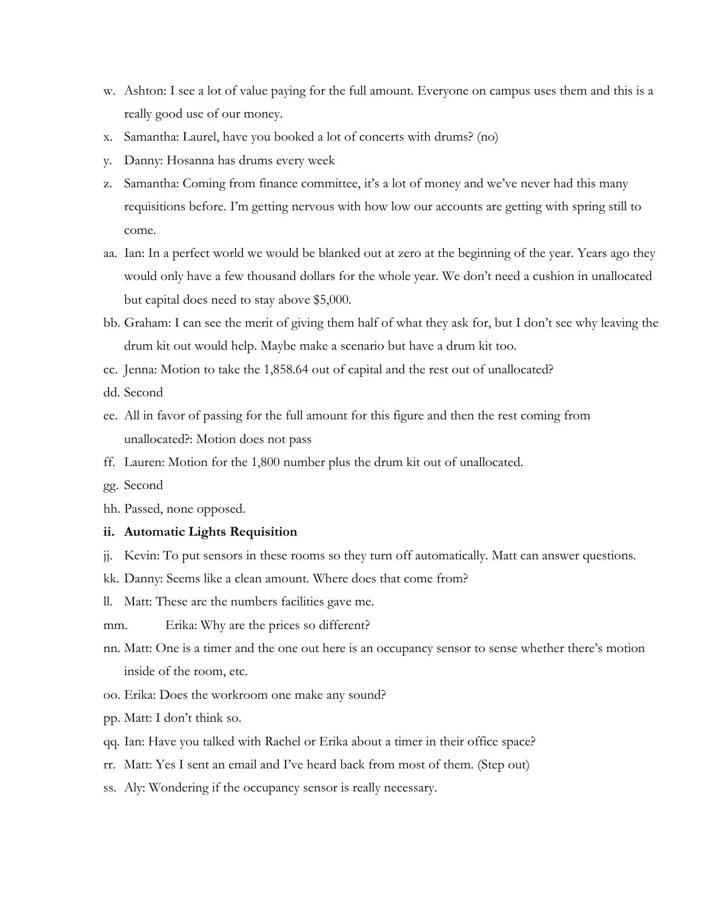w. Ashton: I see a lot of value paying for the full amount. Everyone on campus uses them and this is a really good use of our money.

x. Samantha: Laurel, have you booked a lot of concerts with drums? (no)

y. Danny: Hosanna has drums every week

z. Samantha: Coming from finance committee, it's a lot of money and we've never had this many requisitions before. I'm getting nervous with how low our accounts are getting with spring still to come.

aa. Ian: In a perfect world we would be blanked out at zero at the beginning of the year. Years ago they would only have a few thousand dollars for the whole year. We don't need a cushion in unallocated but capital does need to stay above $5,000.

bb. Graham: I can see the merit of giving them half of what they ask for, but I don't see why leaving the drum kit out would help. Maybe make a scenario but have a drum kit too.

cc. Jenna: Motion to take the 1,858.64 out of capital and the rest out of unallocated?

dd. Second

ee. All in favor of passing for the full amount for this figure and then the rest coming from unallocated?: Motion does not pass

ff. Lauren: Motion for the 1,800 number plus the drum kit out of unallocated.

gg. Second

hh. Passed, none opposed.

**ii. Automatic Lights Requisition**

jj. Kevin: To put sensors in these rooms so they turn off automatically. Matt can answer questions.

kk. Danny: Seems like a clean amount. Where does that come from?

ll. Matt: These are the numbers facilities gave me.

mm. Erika: Why are the prices so different?

nn. Matt: One is a timer and the one out here is an occupancy sensor to sense whether there's motion inside of the room, etc.

oo. Erika: Does the workroom one make any sound?

pp. Matt: I don't think so.

qq. Ian: Have you talked with Rachel or Erika about a timer in their office space?

rr. Matt: Yes I sent an email and I've heard back from most of them. (Step out)

ss. Aly: Wondering if the occupancy sensor is really necessary.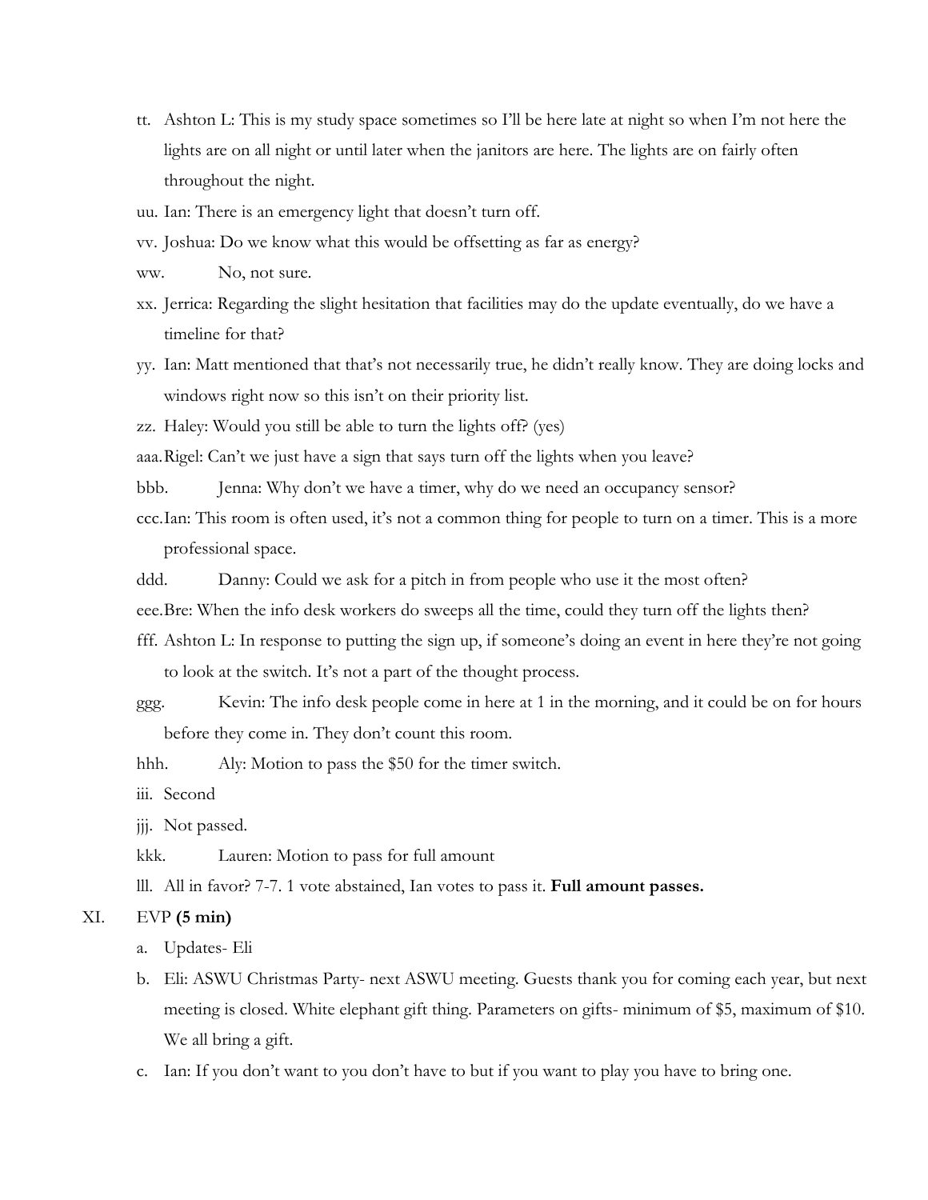tt. Ashton L: This is my study space sometimes so I'll be here late at night so when I'm not here the lights are on all night or until later when the janitors are here. The lights are on fairly often throughout the night.

uu. Ian: There is an emergency light that doesn't turn off.

vv. Joshua: Do we know what this would be offsetting as far as energy?

ww. No, not sure.

xx. Jerrica: Regarding the slight hesitation that facilities may do the update eventually, do we have a timeline for that?

yy. Ian: Matt mentioned that that's not necessarily true, he didn't really know. They are doing locks and windows right now so this isn't on their priority list.

zz. Haley: Would you still be able to turn the lights off? (yes)

aaa. Rigel: Can't we just have a sign that says turn off the lights when you leave?

bbb. Jenna: Why don't we have a timer, why do we need an occupancy sensor?

ccc. Ian: This room is often used, it's not a common thing for people to turn on a timer. This is a more professional space.

ddd. Danny: Could we ask for a pitch in from people who use it the most often?

eee. Bre: When the info desk workers do sweeps all the time, could they turn off the lights then?

fff. Ashton L: In response to putting the sign up, if someone's doing an event in here they're not going to look at the switch. It's not a part of the thought process.

ggg. Kevin: The info desk people come in here at 1 in the morning, and it could be on for hours before they come in. They don't count this room.

hhh. Aly: Motion to pass the $50 for the timer switch.

iii. Second

jjj. Not passed.

kkk. Lauren: Motion to pass for full amount

lll. All in favor? 7-7. 1 vote abstained, Ian votes to pass it. **Full amount passes.**

XI. EVP **(5 min)**

a. Updates- Eli

b. Eli: ASWU Christmas Party- next ASWU meeting. Guests thank you for coming each year, but next meeting is closed. White elephant gift thing. Parameters on gifts- minimum of $5, maximum of $10. We all bring a gift.

c. Ian: If you don't want to you don't have to but if you want to play you have to bring one.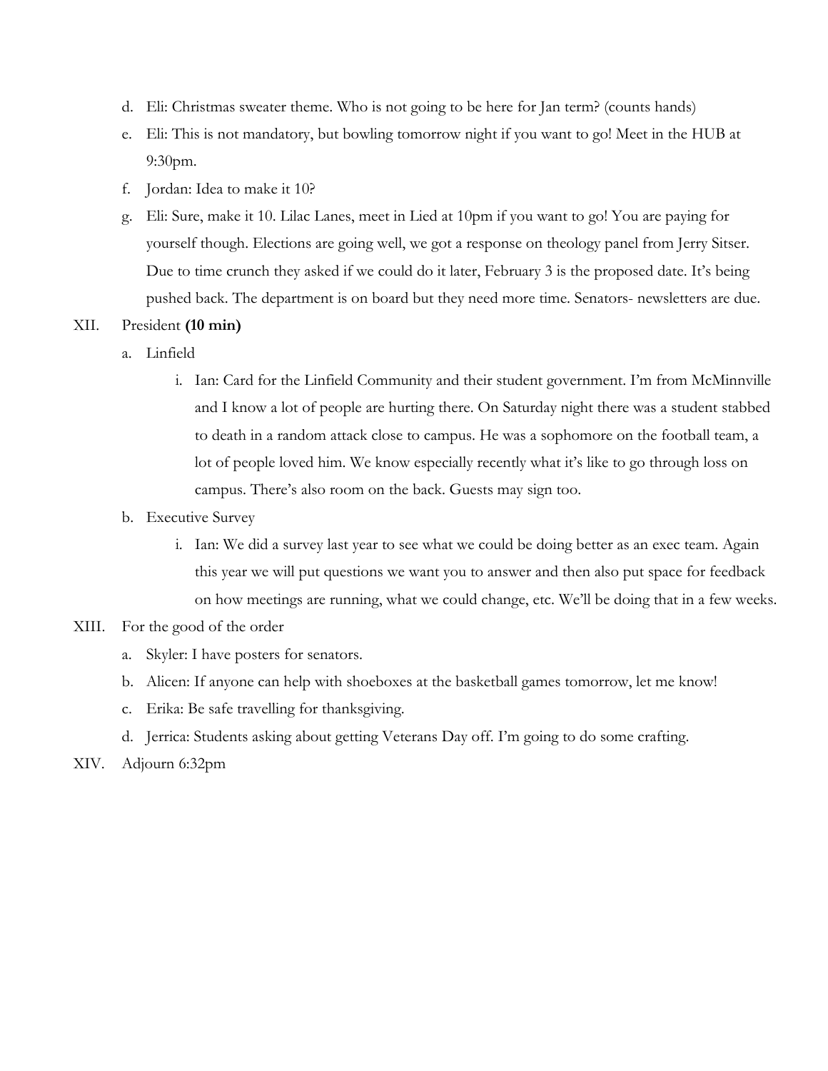d. Eli: Christmas sweater theme. Who is not going to be here for Jan term? (counts hands)

e. Eli: This is not mandatory, but bowling tomorrow night if you want to go! Meet in the HUB at 9:30pm.

f. Jordan: Idea to make it 10?

g. Eli: Sure, make it 10. Lilac Lanes, meet in Lied at 10pm if you want to go! You are paying for yourself though. Elections are going well, we got a response on theology panel from Jerry Sitser. Due to time crunch they asked if we could do it later, February 3 is the proposed date. It's being pushed back. The department is on board but they need more time. Senators- newsletters are due.

XII. President **(10 min)**

a. Linfield

i. Ian: Card for the Linfield Community and their student government. I'm from McMinnville and I know a lot of people are hurting there. On Saturday night there was a student stabbed to death in a random attack close to campus. He was a sophomore on the football team, a lot of people loved him. We know especially recently what it's like to go through loss on campus. There's also room on the back. Guests may sign too.

b. Executive Survey

i. Ian: We did a survey last year to see what we could be doing better as an exec team. Again this year we will put questions we want you to answer and then also put space for feedback on how meetings are running, what we could change, etc. We'll be doing that in a few weeks.

XIII. For the good of the order

a. Skyler: I have posters for senators.

b. Alicen: If anyone can help with shoeboxes at the basketball games tomorrow, let me know!

c. Erika: Be safe travelling for thanksgiving.

d. Jerrica: Students asking about getting Veterans Day off. I'm going to do some crafting.

XIV. Adjourn 6:32pm